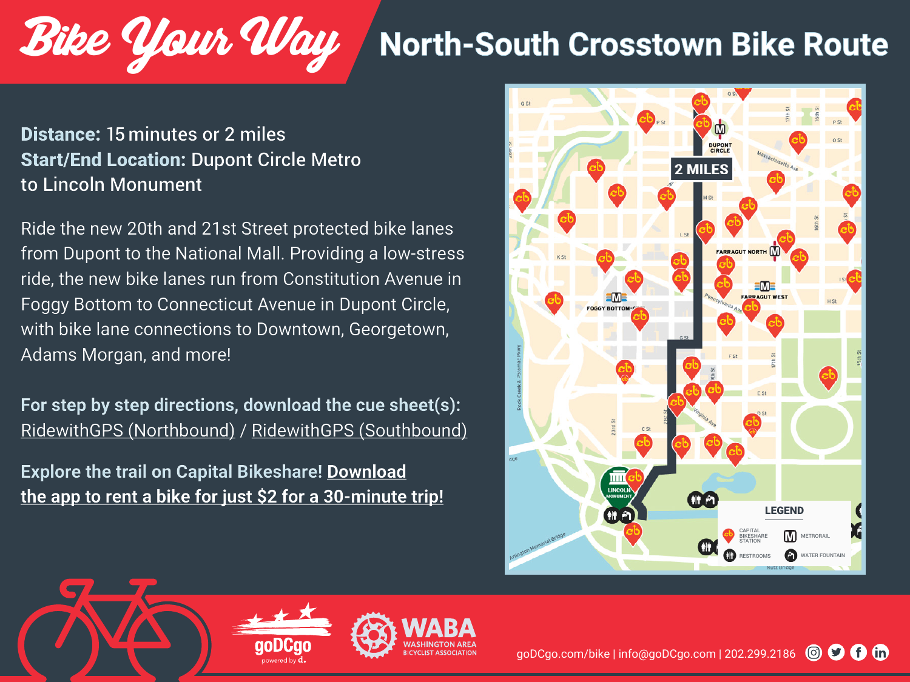# Bike Your Way

## North-South Crosstown Bike Route

**Distance:** 15 minutes or 2 miles
**Start/End Location:** Dupont Circle Metro to Lincoln Monument

Ride the new 20th and 21st Street protected bike lanes from Dupont to the National Mall. Providing a low-stress ride, the new bike lanes run from Constitution Avenue in Foggy Bottom to Connecticut Avenue in Dupont Circle, with bike lane connections to Downtown, Georgetown, Adams Morgan, and more!

**For step by step directions, download the cue sheet(s):**
RidewithGPS (Northbound) / RidewithGPS (Southbound)

**Explore the trail on Capital Bikeshare! Download the app to rent a bike for just $2 for a 30-minute trip!**

2 MILES

DUPONT CIRCLE

FARRAGUT NORTH

FARRAGUT WEST

FOGGY BOTTOM

LINCOLN MONUMENT

**LEGEND**

- CAPITAL BIKESHARE STATION
- METRORAIL
- RESTROOMS
- WATER FOUNTAIN

goDCgo powered by d.

WABA WASHINGTON AREA BICYCLIST ASSOCIATION

goDCgo.com/bike | info@goDCgo.com | 202.299.2186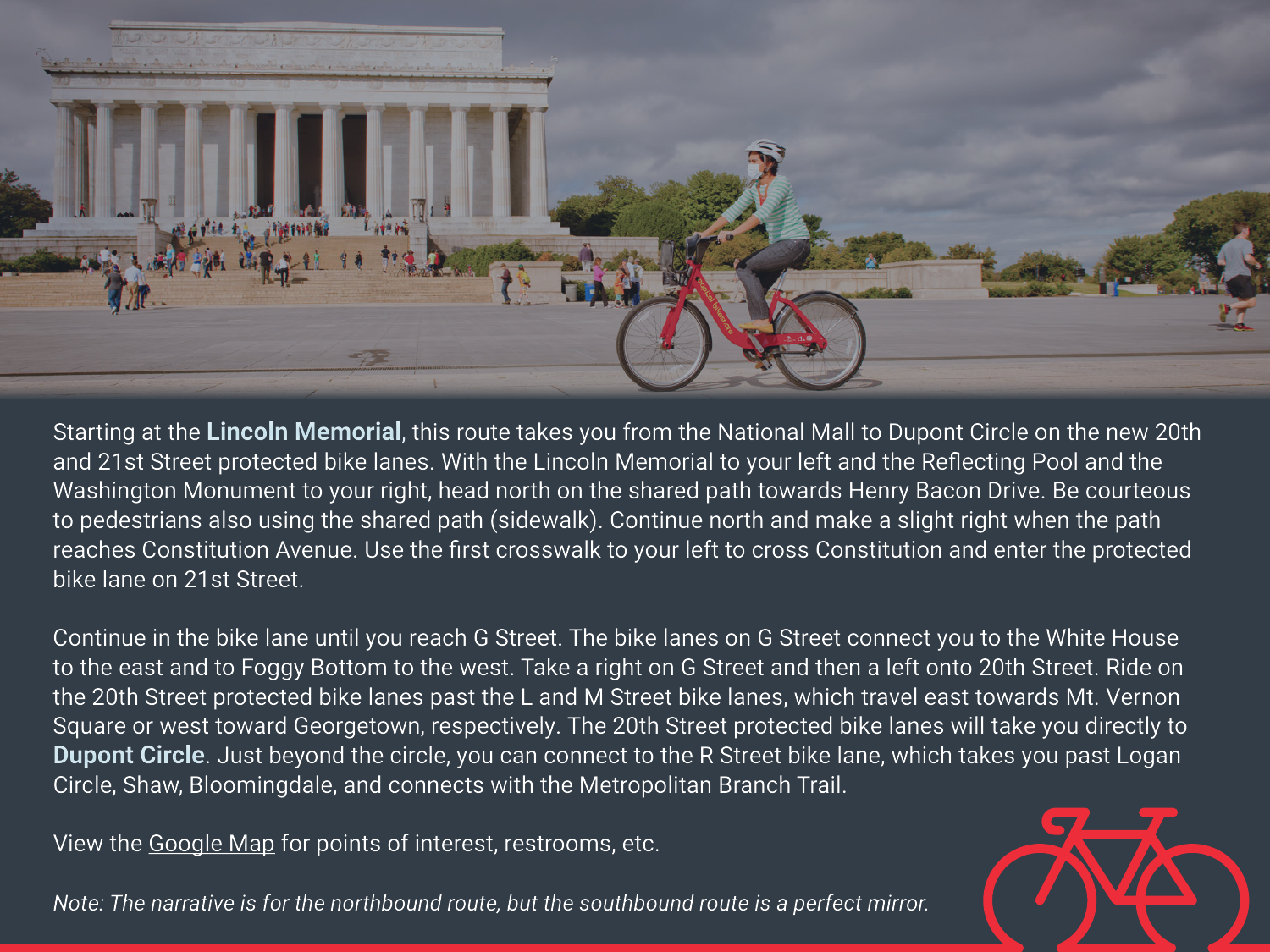Starting at the **Lincoln Memorial**, this route takes you from the National Mall to Dupont Circle on the new 20th and 21st Street protected bike lanes. With the Lincoln Memorial to your left and the Reflecting Pool and the Washington Monument to your right, head north on the shared path towards Henry Bacon Drive. Be courteous to pedestrians also using the shared path (sidewalk). Continue north and make a slight right when the path reaches Constitution Avenue. Use the first crosswalk to your left to cross Constitution and enter the protected bike lane on 21st Street.

Continue in the bike lane until you reach G Street. The bike lanes on G Street connect you to the White House to the east and to Foggy Bottom to the west. Take a right on G Street and then a left onto 20th Street. Ride on the 20th Street protected bike lanes past the L and M Street bike lanes, which travel east towards Mt. Vernon Square or west toward Georgetown, respectively. The 20th Street protected bike lanes will take you directly to **Dupont Circle**. Just beyond the circle, you can connect to the R Street bike lane, which takes you past Logan Circle, Shaw, Bloomingdale, and connects with the Metropolitan Branch Trail.

View the Google Map for points of interest, restrooms, etc.

*Note: The narrative is for the northbound route, but the southbound route is a perfect mirror.*